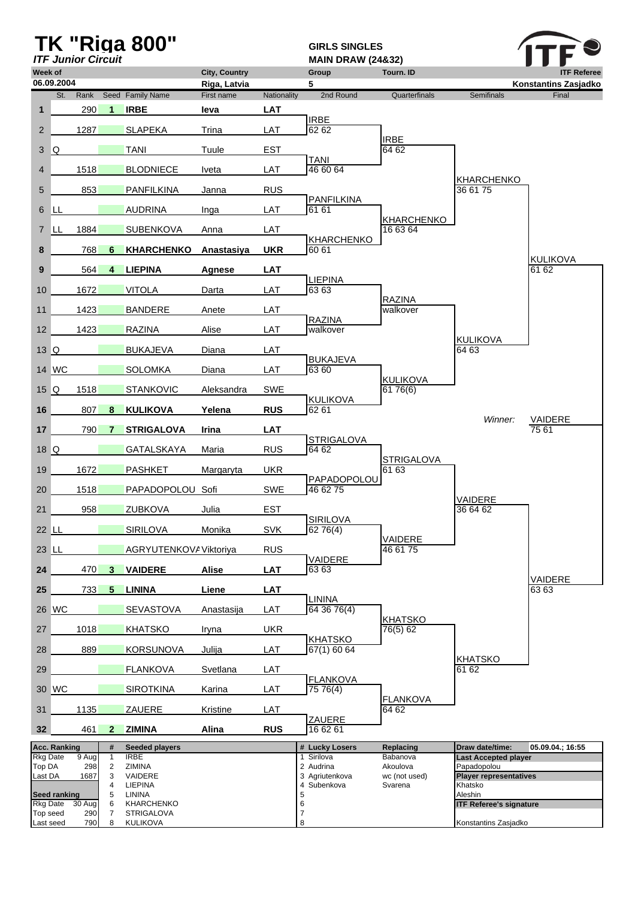# TK "Riga 800"

*ITF Junior Circuit*

**GIRLS SINGLES**
**MAIN DRAW (24&32)**

| Week of | City, Country | Group | Tourn. ID | ITF Referee |
|---|---|---|---|---|
| 06.09.2004 | Riga, Latvia | 5 | | Konstantins Zasjadko |

| # | St. | Rank | Seed | Family Name | First name | Nationality | 2nd Round | Quarterfinals | Semifinals | Final |
|---|---|---|---|---|---|---|---|---|---|---|
| 1 | | 290 | 1 | **IRBE** | **Ieva** | **LAT** | | | | |
| 2 | | 1287 | | SLAPEKA | Trina | LAT | IRBE 62 62 | | | |
| 3 | Q | | | TANI | Tuule | EST | | IRBE 64 62 | | |
| 4 | | 1518 | | BLODNIECE | Iveta | LAT | TANI 46 60 64 | | | |
| 5 | | 853 | | PANFILKINA | Janna | RUS | | | KHARCHENKO 36 61 75 | |
| 6 | LL | | | AUDRINA | Inga | LAT | PANFILKINA 61 61 | | | |
| 7 | LL | 1884 | | SUBENKOVA | Anna | LAT | | KHARCHENKO 16 63 64 | | |
| 8 | | 768 | 6 | **KHARCHENKO** | **Anastasiya** | **UKR** | KHARCHENKO 60 61 | | | |
| 9 | | 564 | 4 | **LIEPINA** | **Agnese** | **LAT** | | | | KULIKOVA 61 62 |
| 10 | | 1672 | | VITOLA | Darta | LAT | LIEPINA 63 63 | | | |
| 11 | | 1423 | | BANDERE | Anete | LAT | | RAZINA walkover | | |
| 12 | | 1423 | | RAZINA | Alise | LAT | RAZINA walkover | | | |
| 13 | Q | | | BUKAJEVA | Diana | LAT | | | KULIKOVA 64 63 | |
| 14 | WC | | | SOLOMKA | Diana | LAT | BUKAJEVA 63 60 | | | |
| 15 | Q | 1518 | | STANKOVIC | Aleksandra | SWE | | KULIKOVA 61 76(6) | | |
| 16 | | 807 | 8 | **KULIKOVA** | **Yelena** | **RUS** | KULIKOVA 62 61 | | | |
| 17 | | 790 | 7 | **STRIGALOVA** | **Irina** | **LAT** | | | | |
| 18 | Q | | | GATALSKAYA | Maria | RUS | STRIGALOVA 64 62 | | | |
| 19 | | 1672 | | PASHKET | Margaryta | UKR | | STRIGALOVA 61 63 | | |
| 20 | | 1518 | | PAPADOPOLOU | Sofi | SWE | PAPADOPOLOU 46 62 75 | | | |
| 21 | | 958 | | ZUBKOVA | Julia | EST | | | VAIDERE 36 64 62 | |
| 22 | LL | | | SIRILOVA | Monika | SVK | SIRILOVA 62 76(4) | | | |
| 23 | LL | | | AGRYUTENKOVA | Viktoriya | RUS | | VAIDERE 46 61 75 | | |
| 24 | | 470 | 3 | **VAIDERE** | **Alise** | **LAT** | VAIDERE 63 63 | | | |
| 25 | | 733 | 5 | **LININA** | **Liene** | **LAT** | | | | VAIDERE 63 63 |
| 26 | WC | | | SEVASTOVA | Anastasija | LAT | LININA 64 36 76(4) | | | |
| 27 | | 1018 | | KHATSKO | Iryna | UKR | | KHATSKO 76(5) 62 | | |
| 28 | | 889 | | KORSUNOVA | Julija | LAT | KHATSKO 67(1) 60 64 | | | |
| 29 | | | | FLANKOVA | Svetlana | LAT | | | KHATSKO 61 62 | |
| 30 | WC | | | SIROTKINA | Karina | LAT | FLANKOVA 75 76(4) | | | |
| 31 | | 1135 | | ZAUERE | Kristine | LAT | | FLANKOVA 64 62 | | |
| 32 | | 461 | 2 | **ZIMINA** | **Alina** | **RUS** | ZAUERE 16 62 61 | | | |

*Winner:* VAIDERE 75 61

| Acc. Ranking | | # | Seeded players | # | Lucky Losers | Replacing | Draw date/time: 05.09.04.; 16:55 |
|---|---|---|---|---|---|---|---|
| Rkg Date | 9 Aug | 1 | IRBE | 1 | Sirilova | Babanova | **Last Accepted player** |
| Top DA | 298 | 2 | ZIMINA | 2 | Audrina | Akoulova | Papadopolou |
| Last DA | 1687 | 3 | VAIDERE | 3 | Agriutenkova | wc (not used) | **Player representatives** |
| | | 4 | LIEPINA | 4 | Subenkova | Svarena | Khatsko |
| **Seed ranking** | | 5 | LININA | 5 | | | Aleshin |
| Rkg Date | 30 Aug | 6 | KHARCHENKO | 6 | | | **ITF Referee's signature** |
| Top seed | 290 | 7 | STRIGALOVA | 7 | | | |
| Last seed | 790 | 8 | KULIKOVA | 8 | | | Konstantins Zasjadko |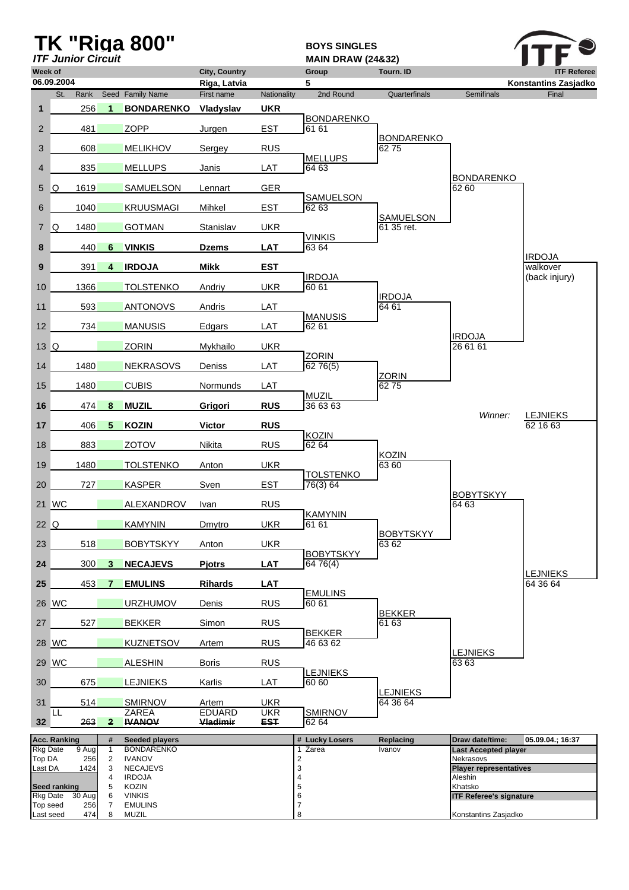# TK "Riga 800"

*ITF Junior Circuit*

**BOYS SINGLES**
**MAIN DRAW (24&32)**

| Week of | City, Country | Group | Tourn. ID | ITF Referee |
|---|---|---|---|---|
| 06.09.2004 | Riga, Latvia | 5 | | Konstantins Zasjadko |

| # | St. | Rank | Seed | Family Name | First name | Nationality | 2nd Round | Quarterfinals | Semifinals | Final |
|---|---|---|---|---|---|---|---|---|---|---|
| 1 | | 256 | 1 | **BONDARENKO** | **Vladyslav** | **UKR** | BONDARENKO 61 61 | BONDARENKO 62 75 | BONDARENKO 62 60 | IRDOJA walkover (back injury) |
| 2 | | 481 | | ZOPP | Jurgen | EST | | | | |
| 3 | | 608 | | MELIKHOV | Sergey | RUS | MELLUPS 64 63 | | | |
| 4 | | 835 | | MELLUPS | Janis | LAT | | | | |
| 5 | Q | 1619 | | SAMUELSON | Lennart | GER | SAMUELSON 62 63 | SAMUELSON 61 35 ret. | | |
| 6 | | 1040 | | KRUUSMAGI | Mihkel | EST | | | | |
| 7 | Q | 1480 | | GOTMAN | Stanislav | UKR | VINKIS 63 64 | | | |
| 8 | | 440 | 6 | **VINKIS** | **Dzems** | **LAT** | | | | |
| 9 | | 391 | 4 | **IRDOJA** | **Mikk** | **EST** | IRDOJA 60 61 | IRDOJA 64 61 | IRDOJA 26 61 61 | |
| 10 | | 1366 | | TOLSTENKO | Andriy | UKR | | | | |
| 11 | | 593 | | ANTONOVS | Andris | LAT | MANUSIS 62 61 | | | |
| 12 | | 734 | | MANUSIS | Edgars | LAT | | | | |
| 13 | Q | | | ZORIN | Mykhailo | UKR | ZORIN 62 76(5) | ZORIN 62 75 | | |
| 14 | | 1480 | | NEKRASOVS | Deniss | LAT | | | | |
| 15 | | 1480 | | CUBIS | Normunds | LAT | MUZIL 36 63 63 | | | |
| 16 | | 474 | 8 | **MUZIL** | **Grigori** | **RUS** | | | *Winner:* | LEJNIEKS 62 16 63 |
| 17 | | 406 | 5 | **KOZIN** | **Victor** | **RUS** | KOZIN 62 64 | KOZIN 63 60 | BOBYTSKYY 64 63 | LEJNIEKS 64 36 64 |
| 18 | | 883 | | ZOTOV | Nikita | RUS | | | | |
| 19 | | 1480 | | TOLSTENKO | Anton | UKR | TOLSTENKO 76(3) 64 | | | |
| 20 | | 727 | | KASPER | Sven | EST | | | | |
| 21 | WC | | | ALEXANDROV | Ivan | RUS | KAMYNIN 61 61 | BOBYTSKYY 63 62 | | |
| 22 | Q | | | KAMYNIN | Dmytro | UKR | | | | |
| 23 | | 518 | | BOBYTSKYY | Anton | UKR | BOBYTSKYY 64 76(4) | | | |
| 24 | | 300 | 3 | **NECAJEVS** | **Pjotrs** | **LAT** | | | | |
| 25 | | 453 | 7 | **EMULINS** | **Rihards** | **LAT** | EMULINS 60 61 | BEKKER 61 63 | LEJNIEKS 63 63 | |
| 26 | WC | | | URZHUMOV | Denis | RUS | | | | |
| 27 | | 527 | | BEKKER | Simon | RUS | BEKKER 46 63 62 | | | |
| 28 | WC | | | KUZNETSOV | Artem | RUS | | | | |
| 29 | WC | | | ALESHIN | Boris | RUS | LEJNIEKS 60 60 | LEJNIEKS 64 36 64 | | |
| 30 | | 675 | | LEJNIEKS | Karlis | LAT | | | | |
| 31 | | 514 | | SMIRNOV | Artem | UKR | SMIRNOV 62 64 | | | |
| 32 | LL | ~~263~~ | ~~2~~ | ZAREA ~~IVANOV~~ | EDUARD ~~Vladimir~~ | UKR ~~EST~~ | | | | |

| Acc. Ranking | | # | Seeded players | # | Lucky Losers | Replacing | Draw date/time: | 05.09.04.; 16:37 |
|---|---|---|---|---|---|---|---|---|
| Rkg Date | 9 Aug | 1 | BONDARENKO | 1 | Zarea | Ivanov | **Last Accepted player** | |
| Top DA | 256 | 2 | IVANOV | 2 | | | Nekrasovs | |
| Last DA | 1424 | 3 | NECAJEVS | 3 | | | **Player representatives** | |
| | | 4 | IRDOJA | 4 | | | Aleshin | |
| **Seed ranking** | | 5 | KOZIN | 5 | | | Khatsko | |
| Rkg Date | 30 Aug | 6 | VINKIS | 6 | | | **ITF Referee's signature** | |
| Top seed | 256 | 7 | EMULINS | 7 | | | | |
| Last seed | 474 | 8 | MUZIL | 8 | | | Konstantins Zasjadko | |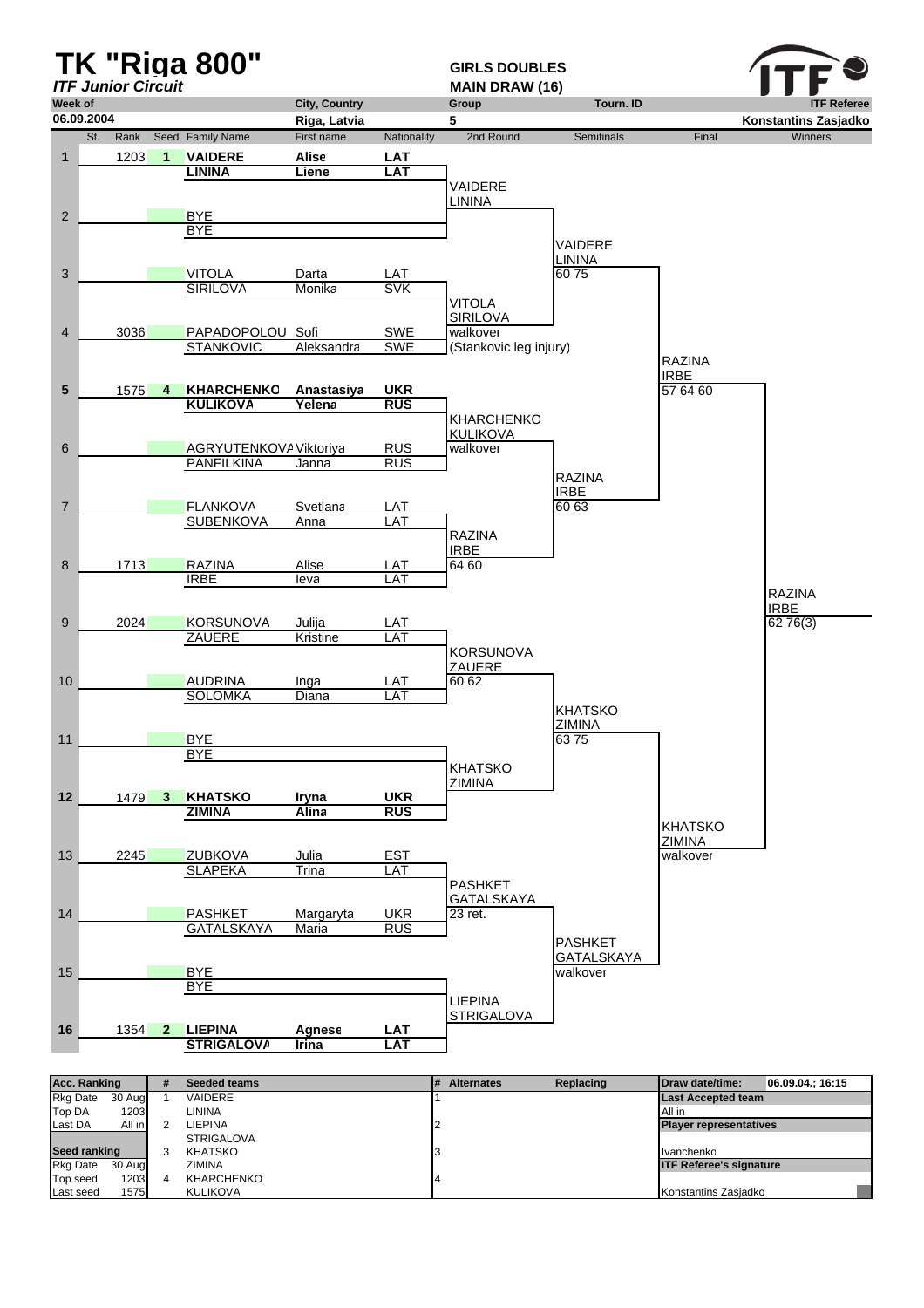# TK "Riga 800"

*ITF Junior Circuit*

**GIRLS DOUBLES**
**MAIN DRAW (16)**

ITF

| Week of | City, Country | Group | Tourn. ID | ITF Referee |
|---|---|---|---|---|
| 06.09.2004 | Riga, Latvia | 5 | | Konstantins Zasjadko |

| St. | Rank | Seed | Family Name | First name | Nationality | 2nd Round | Semifinals | Final | Winners |
|---|---|---|---|---|---|---|---|---|---|
| 1 | 1203 | 1 | **VAIDERE** | **Alise** | **LAT** | | | | |
| | | | **LININA** | **Liene** | **LAT** | VAIDERE LININA | | | |
| 2 | | | BYE | | | | | | |
| | | | BYE | | | | VAIDERE LININA 60 75 | | |
| 3 | | | VITOLA | Darta | LAT | | | | |
| | | | SIRILOVA | Monika | SVK | VITOLA SIRILOVA walkover (Stankovic leg injury) | | | |
| 4 | 3036 | | PAPADOPOLOU | Sofi | SWE | | | | |
| | | | STANKOVIC | Aleksandra | SWE | | | RAZINA IRBE 57 64 60 | |
| 5 | 1575 | 4 | **KHARCHENKO** | **Anastasiya** | **UKR** | | | | |
| | | | **KULIKOVA** | **Yelena** | **RUS** | KHARCHENKO KULIKOVA walkover | | | |
| 6 | | | AGRYUTENKOVA | Viktoriya | RUS | | | | |
| | | | PANFILKINA | Janna | RUS | | RAZINA IRBE 60 63 | | |
| 7 | | | FLANKOVA | Svetlana | LAT | | | | |
| | | | SUBENKOVA | Anna | LAT | RAZINA IRBE 64 60 | | | |
| 8 | 1713 | | RAZINA | Alise | LAT | | | | |
| | | | IRBE | Ieva | LAT | | | | RAZINA IRBE 62 76(3) |
| 9 | 2024 | | KORSUNOVA | Julija | LAT | | | | |
| | | | ZAUERE | Kristine | LAT | KORSUNOVA ZAUERE 60 62 | | | |
| 10 | | | AUDRINA | Inga | LAT | | | | |
| | | | SOLOMKA | Diana | LAT | | KHATSKO ZIMINA 63 75 | | |
| 11 | | | BYE | | | | | | |
| | | | BYE | | | KHATSKO ZIMINA | | | |
| 12 | 1479 | 3 | **KHATSKO** | **Iryna** | **UKR** | | | | |
| | | | **ZIMINA** | **Alina** | **RUS** | | | KHATSKO ZIMINA walkover | |
| 13 | 2245 | | ZUBKOVA | Julia | EST | | | | |
| | | | SLAPEKA | Trina | LAT | PASHKET GATALSKAYA 23 ret. | | | |
| 14 | | | PASHKET | Margaryta | UKR | | | | |
| | | | GATALSKAYA | Maria | RUS | | PASHKET GATALSKAYA walkover | | |
| 15 | | | BYE | | | | | | |
| | | | BYE | | | LIEPINA STRIGALOVA | | | |
| 16 | 1354 | 2 | **LIEPINA** | **Agnese** | **LAT** | | | | |
| | | | **STRIGALOVA** | **Irina** | **LAT** | | | | |

| Acc. Ranking | | # | Seeded teams | # | Alternates | Replacing | Draw date/time: | 06.09.04.; 16:15 |
|---|---|---|---|---|---|---|---|---|
| Rkg Date | 30 Aug | 1 | VAIDERE | 1 | | | **Last Accepted team** | |
| Top DA | 1203 | | LININA | | | | All in | |
| Last DA | All in | 2 | LIEPINA | 2 | | | **Player representatives** | |
| | | | STRIGALOVA | | | | | |
| **Seed ranking** | | 3 | KHATSKO | 3 | | | Ivanchenko | |
| Rkg Date | 30 Aug | | ZIMINA | | | | **ITF Referee's signature** | |
| Top seed | 1203 | 4 | KHARCHENKO | 4 | | | | |
| Last seed | 1575 | | KULIKOVA | | | | Konstantins Zasjadko | |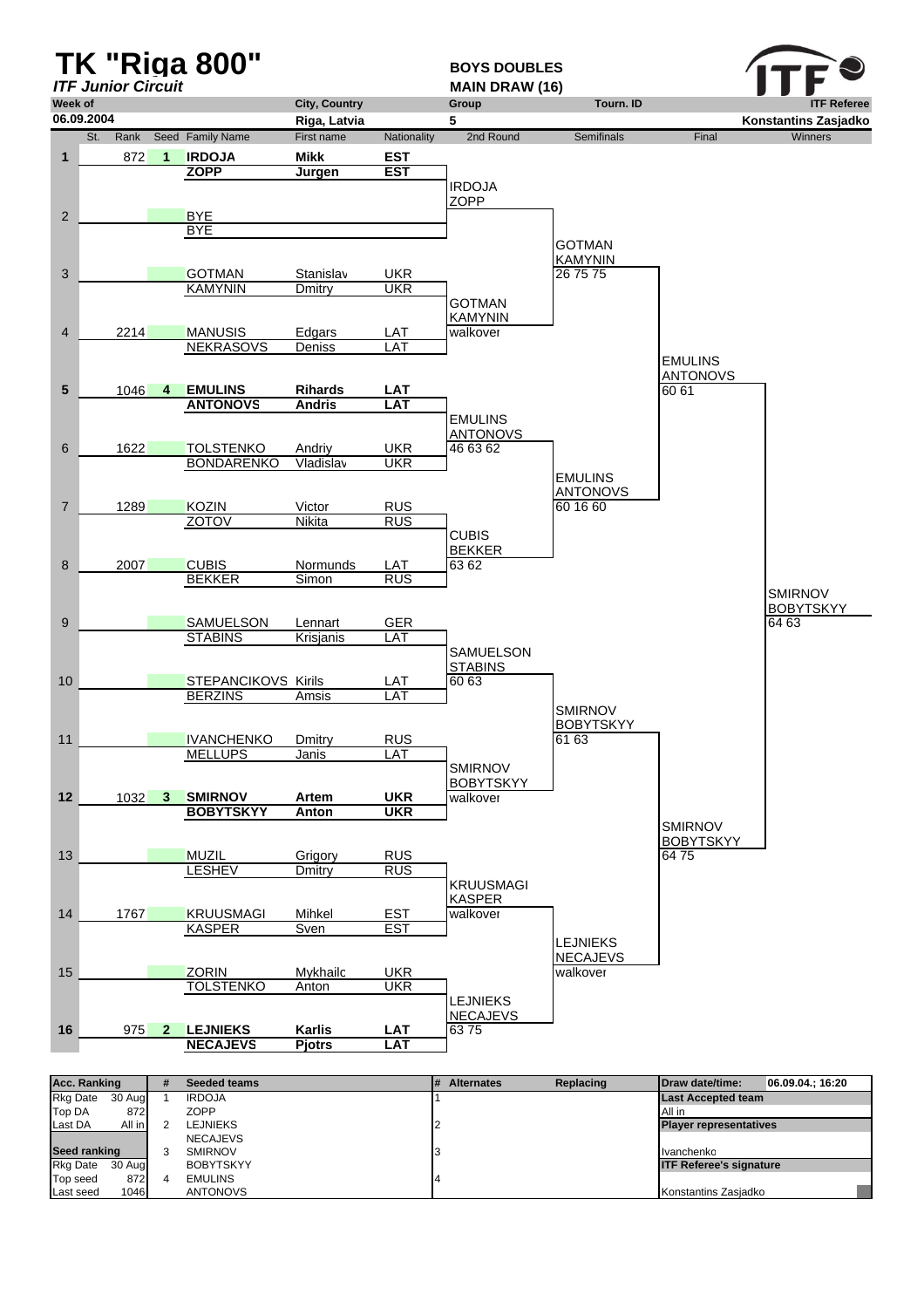# TK "Riga 800"

***ITF Junior Circuit***

**BOYS DOUBLES**
**MAIN DRAW (16)**

| Week of | City, Country | Group | Tourn. ID | ITF Referee |
|---|---|---|---|---|
| 06.09.2004 | Riga, Latvia | 5 | | Konstantins Zasjadko |

| St. | Rank | Seed | Family Name | First name | Nationality | 2nd Round | Semifinals | Final | Winners |
|---|---|---|---|---|---|---|---|---|---|
| 1 | 872 | 1 | **IRDOJA** / **ZOPP** | **Mikk** / **Jurgen** | **EST** / **EST** | IRDOJA / ZOPP | | | |
| 2 | | | BYE / BYE | | | | GOTMAN / KAMYNIN 26 75 75 | | |
| 3 | | | GOTMAN / KAMYNIN | Stanislav / Dmitry | UKR / UKR | GOTMAN / KAMYNIN walkover | | | |
| 4 | 2214 | | MANUSIS / NEKRASOVS | Edgars / Deniss | LAT / LAT | | | EMULINS / ANTONOVS 60 61 | |
| 5 | 1046 | 4 | **EMULINS** / **ANTONOVS** | **Rihards** / **Andris** | **LAT** / **LAT** | EMULINS / ANTONOVS 46 63 62 | | | |
| 6 | 1622 | | TOLSTENKO / BONDARENKO | Andriy / Vladislav | UKR / UKR | | EMULINS / ANTONOVS 60 16 60 | | |
| 7 | 1289 | | KOZIN / ZOTOV | Victor / Nikita | RUS / RUS | CUBIS / BEKKER 63 62 | | | |
| 8 | 2007 | | CUBIS / BEKKER | Normunds / Simon | LAT / RUS | | | | SMIRNOV / BOBYTSKYY 64 63 |
| 9 | | | SAMUELSON / STABINS | Lennart / Krisjanis | GER / LAT | SAMUELSON / STABINS 60 63 | | | |
| 10 | | | STEPANCIKOVS / BERZINS | Kirils / Amsis | LAT / LAT | | SMIRNOV / BOBYTSKYY 61 63 | | |
| 11 | | | IVANCHENKO / MELLUPS | Dmitry / Janis | RUS / LAT | SMIRNOV / BOBYTSKYY walkover | | | |
| 12 | 1032 | 3 | **SMIRNOV** / **BOBYTSKYY** | **Artem** / **Anton** | **UKR** / **UKR** | | | SMIRNOV / BOBYTSKYY 64 75 | |
| 13 | | | MUZIL / LESHEV | Grigory / Dmitry | RUS / RUS | KRUUSMAGI / KASPER walkover | | | |
| 14 | 1767 | | KRUUSMAGI / KASPER | Mihkel / Sven | EST / EST | | LEJNIEKS / NECAJEVS walkover | | |
| 15 | | | ZORIN / TOLSTENKO | Mykhailo / Anton | UKR / UKR | LEJNIEKS / NECAJEVS 63 75 | | | |
| 16 | 975 | 2 | **LEJNIEKS** / **NECAJEVS** | **Karlis** / **Pjotrs** | **LAT** / **LAT** | | | | |

| Acc. Ranking | | # | Seeded teams | # | Alternates | Replacing | Draw date/time: | 06.09.04.; 16:20 |
|---|---|---|---|---|---|---|---|---|
| Rkg Date | 30 Aug | 1 | IRDOJA | 1 | | | Last Accepted team | |
| Top DA | 872 | | ZOPP | | | | All in | |
| Last DA | All in | 2 | LEJNIEKS | 2 | | | Player representatives | |
| | | | NECAJEVS | | | | | |
| Seed ranking | | 3 | SMIRNOV | 3 | | | Ivanchenko | |
| Rkg Date | 30 Aug | | BOBYTSKYY | | | | ITF Referee's signature | |
| Top seed | 872 | 4 | EMULINS | 4 | | | | |
| Last seed | 1046 | | ANTONOVS | | | | Konstantins Zasjadko | |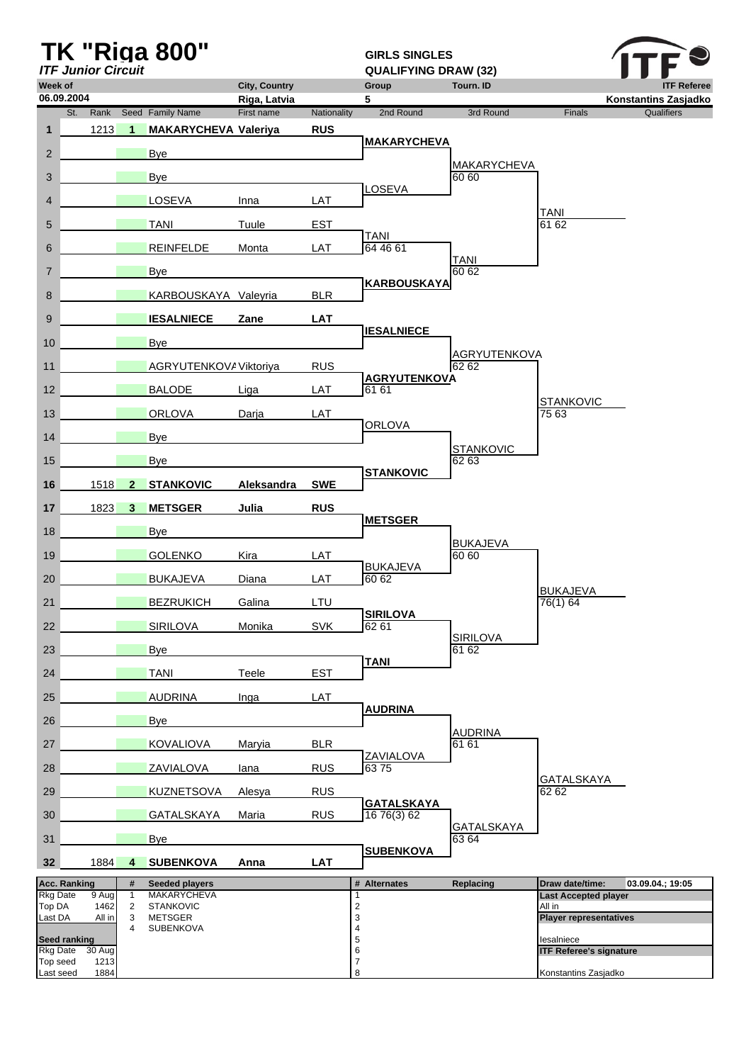# TK "Riga 800"

*ITF Junior Circuit*

**GIRLS SINGLES**
**QUALIFYING DRAW (32)**

| Week of | City, Country | Group | Tourn. ID | ITF Referee |
|---|---|---|---|---|
| 06.09.2004 | Riga, Latvia | 5 | | Konstantins Zasjadko |

| St. | Rank | Seed | Family Name | First name | Nationality | 2nd Round | 3rd Round | Finals | Qualifiers |
|---|---|---|---|---|---|---|---|---|---|
| 1 | 1213 | 1 | **MAKARYCHEVA** | **Valeriya** | **RUS** | | | | |
| | | | | | | **MAKARYCHEVA** | | | |
| 2 | | | Bye | | | | | | |
| | | | | | | | MAKARYCHEVA 60 60 | | |
| 3 | | | Bye | | | | | | |
| | | | | | | LOSEVA | | | |
| 4 | | | LOSEVA | Inna | LAT | | | | |
| | | | | | | | | TANI 61 62 | |
| 5 | | | TANI | Tuule | EST | | | | |
| | | | | | | TANI 64 46 61 | | | |
| 6 | | | REINFELDE | Monta | LAT | | | | |
| | | | | | | | TANI 60 62 | | |
| 7 | | | Bye | | | | | | |
| | | | | | | **KARBOUSKAYA** | | | |
| 8 | | | KARBOUSKAYA | Valeyria | BLR | | | | |
| 9 | | | **IESALNIECE** | **Zane** | **LAT** | | | | |
| | | | | | | **IESALNIECE** | | | |
| 10 | | | Bye | | | | | | |
| | | | | | | | AGRYUTENKOVA 62 62 | | |
| 11 | | | AGRYUTENKOVA | Viktoriya | RUS | | | | |
| | | | | | | **AGRYUTENKOVA** 61 61 | | | |
| 12 | | | BALODE | Liga | LAT | | | | |
| | | | | | | | | STANKOVIC 75 63 | |
| 13 | | | ORLOVA | Darja | LAT | | | | |
| | | | | | | ORLOVA | | | |
| 14 | | | Bye | | | | | | |
| | | | | | | | STANKOVIC 62 63 | | |
| 15 | | | Bye | | | | | | |
| | | | | | | **STANKOVIC** | | | |
| 16 | 1518 | 2 | **STANKOVIC** | **Aleksandra** | **SWE** | | | | |
| 17 | 1823 | 3 | **METSGER** | **Julia** | **RUS** | | | | |
| | | | | | | **METSGER** | | | |
| 18 | | | Bye | | | | | | |
| | | | | | | | BUKAJEVA 60 60 | | |
| 19 | | | GOLENKO | Kira | LAT | | | | |
| | | | | | | BUKAJEVA 60 62 | | | |
| 20 | | | BUKAJEVA | Diana | LAT | | | | |
| | | | | | | | | BUKAJEVA 76(1) 64 | |
| 21 | | | BEZRUKICH | Galina | LTU | | | | |
| | | | | | | **SIRILOVA** 62 61 | | | |
| 22 | | | SIRILOVA | Monika | SVK | | | | |
| | | | | | | | SIRILOVA 61 62 | | |
| 23 | | | Bye | | | | | | |
| | | | | | | **TANI** | | | |
| 24 | | | TANI | Teele | EST | | | | |
| 25 | | | AUDRINA | Inga | LAT | | | | |
| | | | | | | **AUDRINA** | | | |
| 26 | | | Bye | | | | | | |
| | | | | | | | AUDRINA 61 61 | | |
| 27 | | | KOVALIOVA | Maryia | BLR | | | | |
| | | | | | | ZAVIALOVA 63 75 | | | |
| 28 | | | ZAVIALOVA | Iana | RUS | | | | |
| | | | | | | | | GATALSKAYA 62 62 | |
| 29 | | | KUZNETSOVA | Alesya | RUS | | | | |
| | | | | | | **GATALSKAYA** 16 76(3) 62 | | | |
| 30 | | | GATALSKAYA | Maria | RUS | | | | |
| | | | | | | | GATALSKAYA 63 64 | | |
| 31 | | | Bye | | | | | | |
| | | | | | | **SUBENKOVA** | | | |
| 32 | 1884 | 4 | **SUBENKOVA** | **Anna** | **LAT** | | | | |

| Acc. Ranking | | # | Seeded players | # | Alternates | Replacing | Draw date/time: | 03.09.04.; 19:05 |
|---|---|---|---|---|---|---|---|---|
| Rkg Date | 9 Aug | 1 | MAKARYCHEVA | 1 | | | **Last Accepted player** | |
| Top DA | 1462 | 2 | STANKOVIC | 2 | | | All in | |
| Last DA | All in | 3 | METSGER | 3 | | | **Player representatives** | |
| | | 4 | SUBENKOVA | 4 | | | | |
| **Seed ranking** | | | | 5 | | | Iesalniece | |
| Rkg Date | 30 Aug | | | 6 | | | **ITF Referee's signature** | |
| Top seed | 1213 | | | 7 | | | | |
| Last seed | 1884 | | | 8 | | | Konstantins Zasjadko | |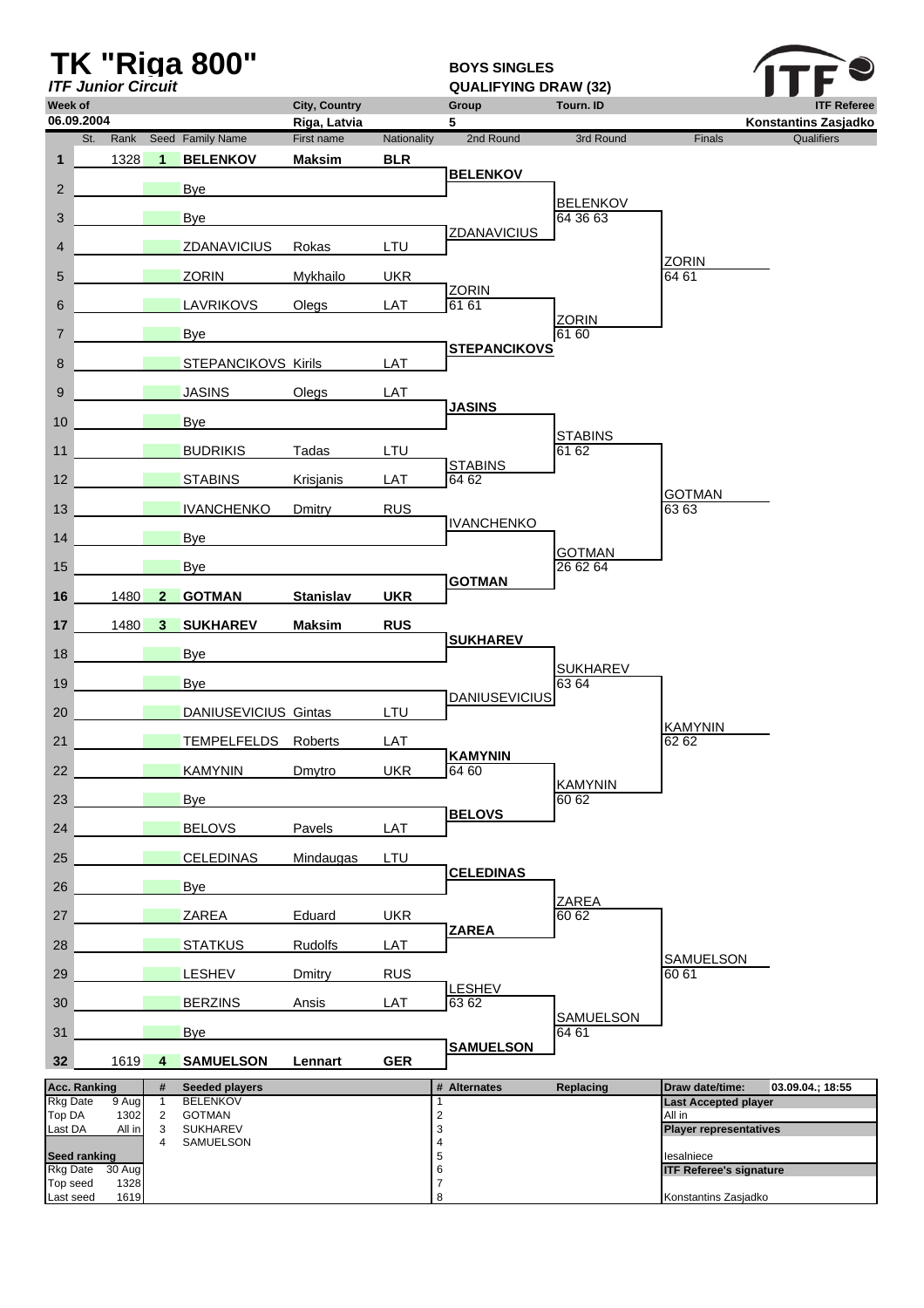# TK "Riga 800"

*ITF Junior Circuit*

**BOYS SINGLES**
**QUALIFYING DRAW (32)**

| Week of | City, Country | Group | Tourn. ID | ITF Referee |
|---|---|---|---|---|
| 06.09.2004 | Riga, Latvia | 5 | | Konstantins Zasjadko |

| | St. | Rank | Seed | Family Name | First name | Nationality | 2nd Round | 3rd Round | Finals | Qualifiers |
|---|---|---|---|---|---|---|---|---|---|---|
| 1 | | 1328 | 1 | **BELENKOV** | **Maksim** | **BLR** | | | | |
| | | | | | | | **BELENKOV** | | | |
| 2 | | | | Bye | | | | | | |
| | | | | | | | | BELENKOV 64 36 63 | | |
| 3 | | | | Bye | | | | | | |
| | | | | | | | ZDANAVICIUS | | | |
| 4 | | | | ZDANAVICIUS | Rokas | LTU | | | | |
| | | | | | | | | | ZORIN 64 61 | |
| 5 | | | | ZORIN | Mykhailo | UKR | | | | |
| | | | | | | | ZORIN 61 61 | | | |
| 6 | | | | LAVRIKOVS | Olegs | LAT | | | | |
| | | | | | | | | ZORIN 61 60 | | |
| 7 | | | | Bye | | | | | | |
| | | | | | | | **STEPANCIKOVS** | | | |
| 8 | | | | STEPANCIKOVS | Kirils | LAT | | | | |
| 9 | | | | JASINS | Olegs | LAT | | | | |
| | | | | | | | **JASINS** | | | |
| 10 | | | | Bye | | | | | | |
| | | | | | | | | STABINS 61 62 | | |
| 11 | | | | BUDRIKIS | Tadas | LTU | | | | |
| | | | | | | | STABINS 64 62 | | | |
| 12 | | | | STABINS | Krisjanis | LAT | | | | |
| | | | | | | | | | GOTMAN 63 63 | |
| 13 | | | | IVANCHENKO | Dmitry | RUS | | | | |
| | | | | | | | IVANCHENKO | | | |
| 14 | | | | Bye | | | | | | |
| | | | | | | | | GOTMAN 26 62 64 | | |
| 15 | | | | Bye | | | | | | |
| | | | | | | | **GOTMAN** | | | |
| 16 | | 1480 | 2 | **GOTMAN** | **Stanislav** | **UKR** | | | | |
| 17 | | 1480 | 3 | **SUKHAREV** | **Maksim** | **RUS** | | | | |
| | | | | | | | **SUKHAREV** | | | |
| 18 | | | | Bye | | | | | | |
| | | | | | | | | SUKHAREV 63 64 | | |
| 19 | | | | Bye | | | | | | |
| | | | | | | | DANIUSEVICIUS | | | |
| 20 | | | | DANIUSEVICIUS | Gintas | LTU | | | | |
| | | | | | | | | | KAMYNIN 62 62 | |
| 21 | | | | TEMPELFELDS | Roberts | LAT | | | | |
| | | | | | | | **KAMYNIN** 64 60 | | | |
| 22 | | | | KAMYNIN | Dmytro | UKR | | | | |
| | | | | | | | | KAMYNIN 60 62 | | |
| 23 | | | | Bye | | | | | | |
| | | | | | | | **BELOVS** | | | |
| 24 | | | | BELOVS | Pavels | LAT | | | | |
| 25 | | | | CELEDINAS | Mindaugas | LTU | | | | |
| | | | | | | | **CELEDINAS** | | | |
| 26 | | | | Bye | | | | | | |
| | | | | | | | | ZAREA 60 62 | | |
| 27 | | | | ZAREA | Eduard | UKR | | | | |
| | | | | | | | **ZAREA** | | | |
| 28 | | | | STATKUS | Rudolfs | LAT | | | | |
| | | | | | | | | | SAMUELSON 60 61 | |
| 29 | | | | LESHEV | Dmitry | RUS | | | | |
| | | | | | | | LESHEV 63 62 | | | |
| 30 | | | | BERZINS | Ansis | LAT | | | | |
| | | | | | | | | SAMUELSON 64 61 | | |
| 31 | | | | Bye | | | | | | |
| | | | | | | | **SAMUELSON** | | | |
| 32 | | 1619 | 4 | **SAMUELSON** | **Lennart** | **GER** | | | | |

| Acc. Ranking | | # | Seeded players | # | Alternates | Replacing | Draw date/time: | 03.09.04.; 18:55 |
|---|---|---|---|---|---|---|---|---|
| Rkg Date | 9 Aug | 1 | BELENKOV | 1 | | | Last Accepted player | |
| Top DA | 1302 | 2 | GOTMAN | 2 | | | All in | |
| Last DA | All in | 3 | SUKHAREV | 3 | | | Player representatives | |
| | | 4 | SAMUELSON | 4 | | | | |
| Seed ranking | | | | 5 | | | Iesalniece | |
| Rkg Date | 30 Aug | | | 6 | | | ITF Referee's signature | |
| Top seed | 1328 | | | 7 | | | | |
| Last seed | 1619 | | | 8 | | | Konstantins Zasjadko | |